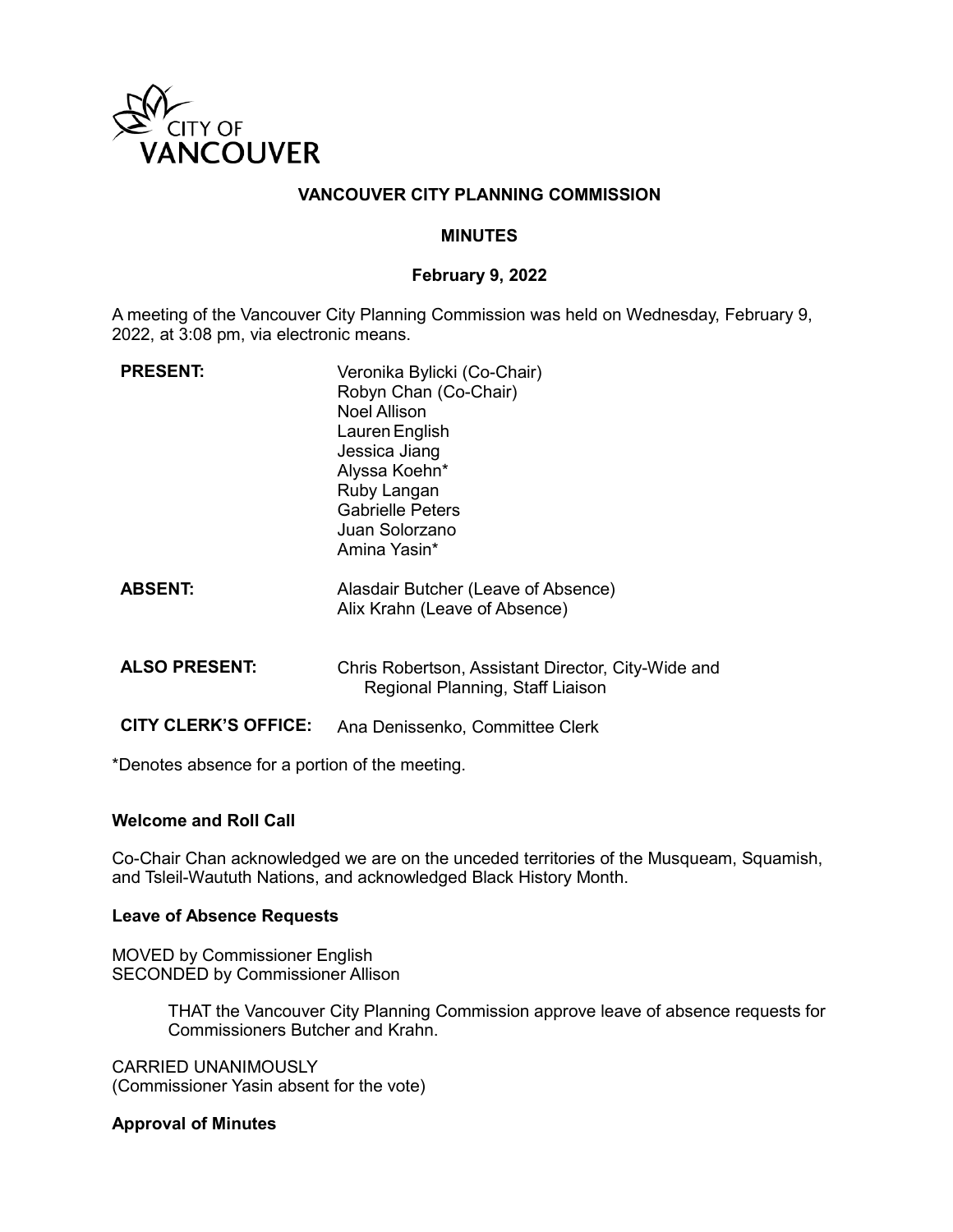# VANCOUVER CITY PLANNING COMMISSION

## MINUTES

### February 9, 2022

A meeting of the Vancouver City Planning Commission was held on Wednesday, February 9, 2022, at 3:08 pm, via electronic means.

| | |
|---|---|
| **PRESENT:** | Veronika Bylicki (Co-Chair)<br>Robyn Chan (Co-Chair)<br>Noel Allison<br>Lauren English<br>Jessica Jiang<br>Alyssa Koehn*<br>Ruby Langan<br>Gabrielle Peters<br>Juan Solorzano<br>Amina Yasin* |
| **ABSENT:** | Alasdair Butcher (Leave of Absence)<br>Alix Krahn (Leave of Absence) |
| **ALSO PRESENT:** | Chris Robertson, Assistant Director, City-Wide and Regional Planning, Staff Liaison |
| **CITY CLERK'S OFFICE:** | Ana Denissenko, Committee Clerk |

*Denotes absence for a portion of the meeting.

**Welcome and Roll Call**

Co-Chair Chan acknowledged we are on the unceded territories of the Musqueam, Squamish, and Tsleil-Waututh Nations, and acknowledged Black History Month.

**Leave of Absence Requests**

MOVED by Commissioner English
SECONDED by Commissioner Allison

> THAT the Vancouver City Planning Commission approve leave of absence requests for Commissioners Butcher and Krahn.

CARRIED UNANIMOUSLY
(Commissioner Yasin absent for the vote)

**Approval of Minutes**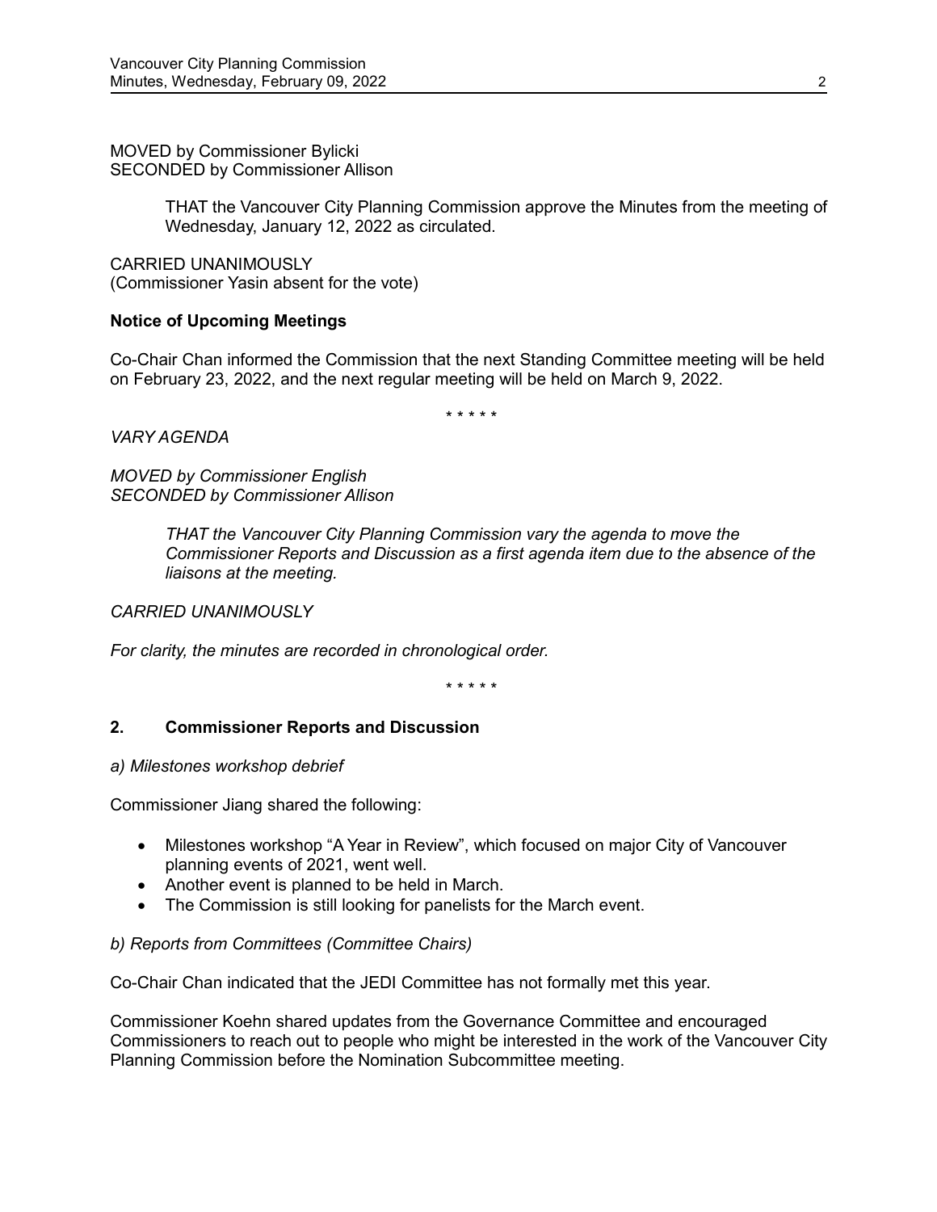MOVED by Commissioner Bylicki
SECONDED by Commissioner Allison

> THAT the Vancouver City Planning Commission approve the Minutes from the meeting of Wednesday, January 12, 2022 as circulated.

CARRIED UNANIMOUSLY
(Commissioner Yasin absent for the vote)

**Notice of Upcoming Meetings**

Co-Chair Chan informed the Commission that the next Standing Committee meeting will be held on February 23, 2022, and the next regular meeting will be held on March 9, 2022.

\* \* \* \* \*

*VARY AGENDA*

*MOVED by Commissioner English*
*SECONDED by Commissioner Allison*

> *THAT the Vancouver City Planning Commission vary the agenda to move the Commissioner Reports and Discussion as a first agenda item due to the absence of the liaisons at the meeting.*

*CARRIED UNANIMOUSLY*

*For clarity, the minutes are recorded in chronological order.*

\* \* \* \* \*

## 2. Commissioner Reports and Discussion

*a) Milestones workshop debrief*

Commissioner Jiang shared the following:

- Milestones workshop "A Year in Review", which focused on major City of Vancouver planning events of 2021, went well.
- Another event is planned to be held in March.
- The Commission is still looking for panelists for the March event.

*b) Reports from Committees (Committee Chairs)*

Co-Chair Chan indicated that the JEDI Committee has not formally met this year.

Commissioner Koehn shared updates from the Governance Committee and encouraged Commissioners to reach out to people who might be interested in the work of the Vancouver City Planning Commission before the Nomination Subcommittee meeting.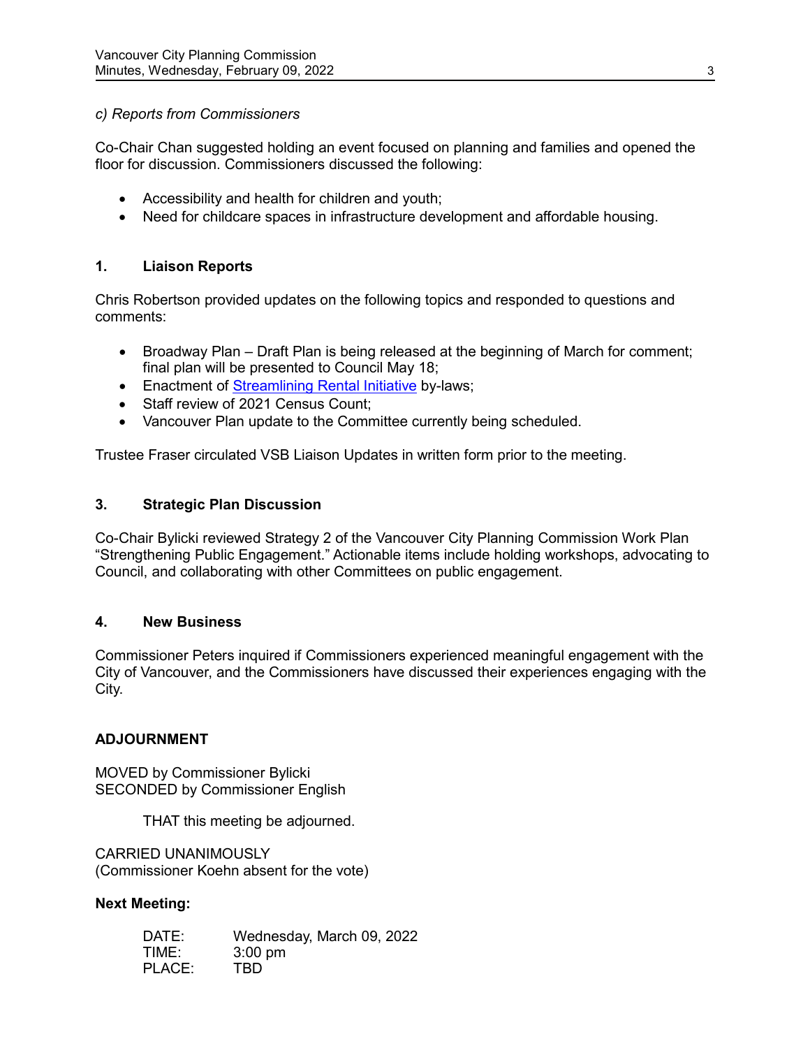*c) Reports from Commissioners*

Co-Chair Chan suggested holding an event focused on planning and families and opened the floor for discussion. Commissioners discussed the following:

- Accessibility and health for children and youth;
- Need for childcare spaces in infrastructure development and affordable housing.

## 1. Liaison Reports

Chris Robertson provided updates on the following topics and responded to questions and comments:

- Broadway Plan – Draft Plan is being released at the beginning of March for comment; final plan will be presented to Council May 18;
- Enactment of Streamlining Rental Initiative by-laws;
- Staff review of 2021 Census Count;
- Vancouver Plan update to the Committee currently being scheduled.

Trustee Fraser circulated VSB Liaison Updates in written form prior to the meeting.

## 3. Strategic Plan Discussion

Co-Chair Bylicki reviewed Strategy 2 of the Vancouver City Planning Commission Work Plan "Strengthening Public Engagement." Actionable items include holding workshops, advocating to Council, and collaborating with other Committees on public engagement.

## 4. New Business

Commissioner Peters inquired if Commissioners experienced meaningful engagement with the City of Vancouver, and the Commissioners have discussed their experiences engaging with the City.

## ADJOURNMENT

MOVED by Commissioner Bylicki
SECONDED by Commissioner English

THAT this meeting be adjourned.

CARRIED UNANIMOUSLY
(Commissioner Koehn absent for the vote)

**Next Meeting:**

DATE: Wednesday, March 09, 2022
TIME: 3:00 pm
PLACE: TBD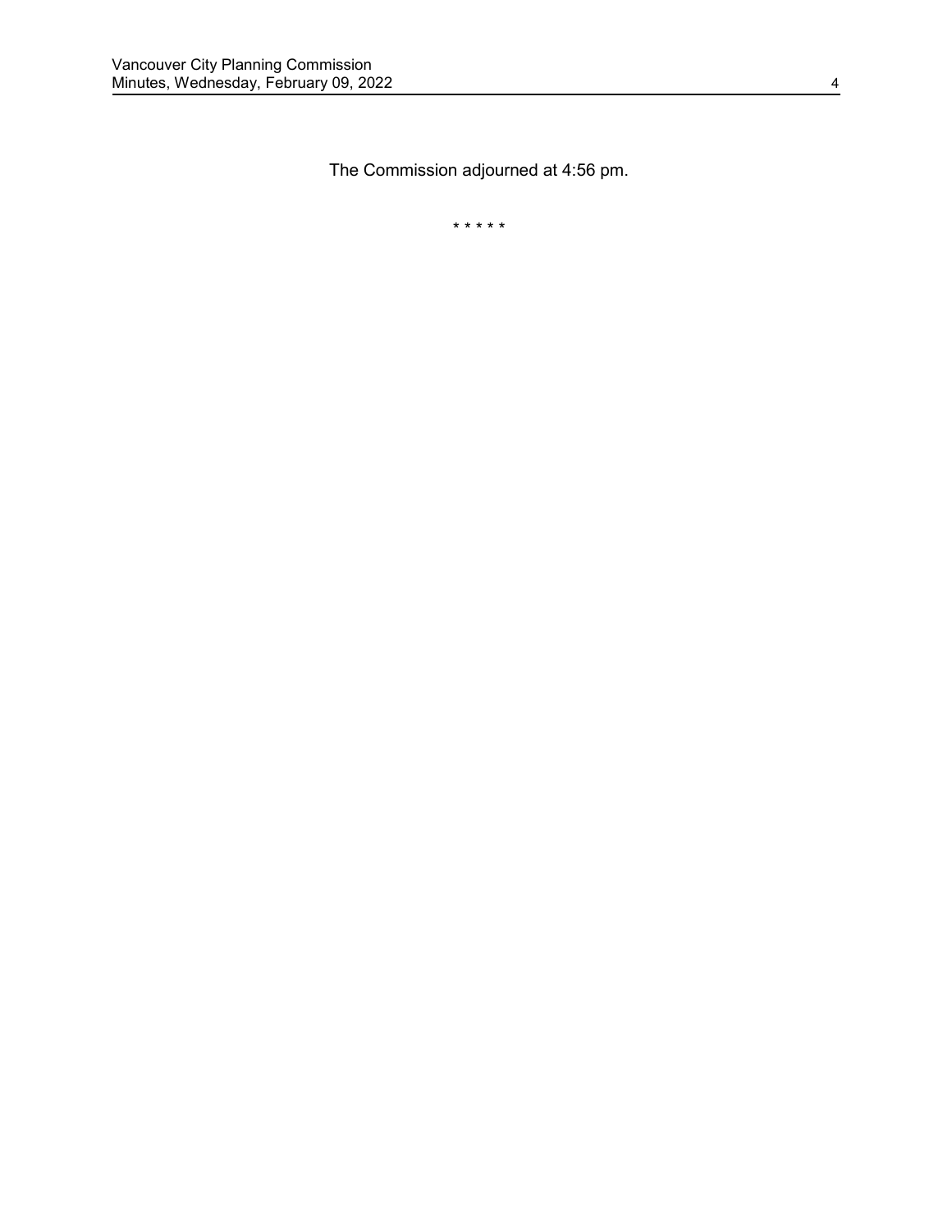The Commission adjourned at 4:56 pm.

\* \* \* \* \*